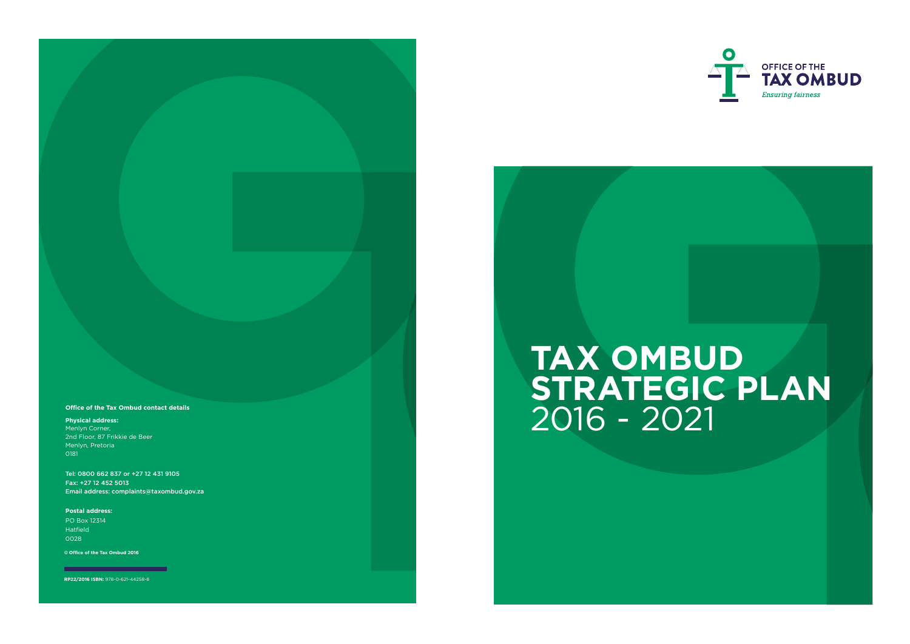OFFICE OF THE
**TAX OMBUD**
*Ensuring fairness*

# TAX OMBUD STRATEGIC PLAN 2016 - 2021

**Office of the Tax Ombud contact details**

**Physical address:**
Menlyn Corner,
2nd Floor, 87 Frikkie de Beer
Menlyn, Pretoria
0181

Tel: 0800 662 837 or +27 12 431 9105
Fax: +27 12 452 5013
Email address: complaints@taxombud.gov.za

**Postal address:**
PO Box 12314
Hatfield
0028

**© Office of the Tax Ombud 2016**

**RP22/2016 ISBN:** 978-0-621-44258-8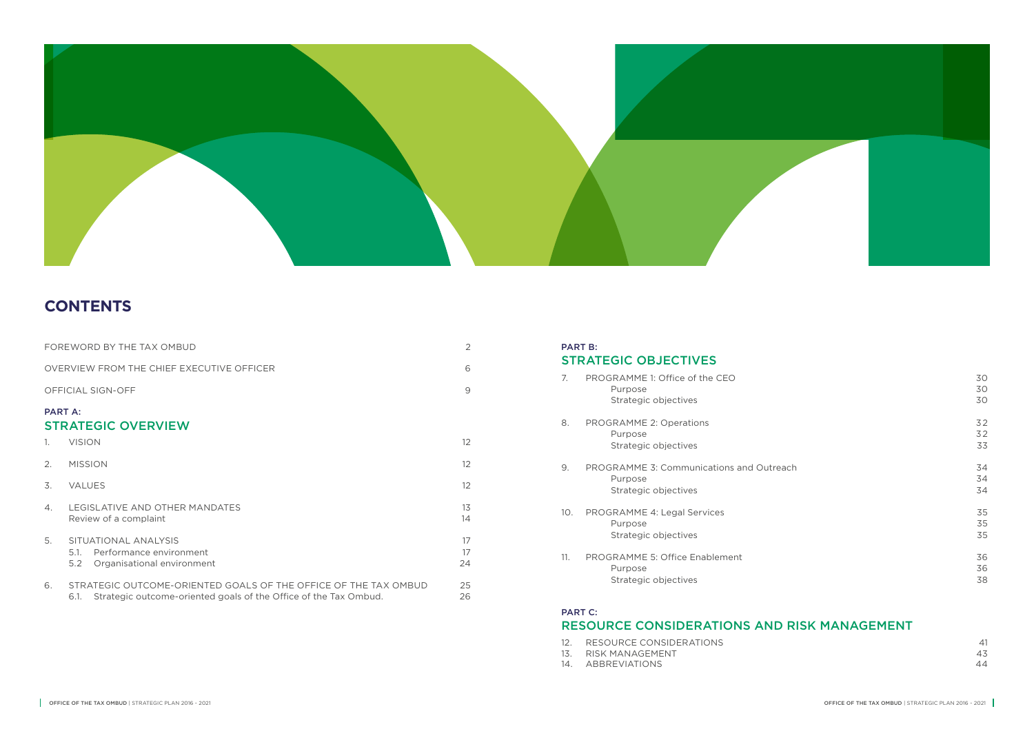# CONTENTS

| | | |
|---|---|---|
| FOREWORD BY THE TAX OMBUD | | 2 |
| OVERVIEW FROM THE CHIEF EXECUTIVE OFFICER | | 6 |
| OFFICIAL SIGN-OFF | | 9 |

## PART A:
## STRATEGIC OVERVIEW

| | | |
|---|---|---|
| 1. | VISION | 12 |
| 2. | MISSION | 12 |
| 3. | VALUES | 12 |
| 4. | LEGISLATIVE AND OTHER MANDATES | 13 |
| | Review of a complaint | 14 |
| 5. | SITUATIONAL ANALYSIS | 17 |
| | 5.1. Performance environment | 17 |
| | 5.2 Organisational environment | 24 |
| 6. | STRATEGIC OUTCOME-ORIENTED GOALS OF THE OFFICE OF THE TAX OMBUD | 25 |
| | 6.1. Strategic outcome-oriented goals of the Office of the Tax Ombud. | 26 |

## PART B:
## STRATEGIC OBJECTIVES

| | | |
|---|---|---|
| 7. | PROGRAMME 1: Office of the CEO | 30 |
| | Purpose | 30 |
| | Strategic objectives | 30 |
| 8. | PROGRAMME 2: Operations | 32 |
| | Purpose | 32 |
| | Strategic objectives | 33 |
| 9. | PROGRAMME 3: Communications and Outreach | 34 |
| | Purpose | 34 |
| | Strategic objectives | 34 |
| 10. | PROGRAMME 4: Legal Services | 35 |
| | Purpose | 35 |
| | Strategic objectives | 35 |
| 11. | PROGRAMME 5: Office Enablement | 36 |
| | Purpose | 36 |
| | Strategic objectives | 38 |

## PART C:
## RESOURCE CONSIDERATIONS AND RISK MANAGEMENT

| | | |
|---|---|---|
| 12. | RESOURCE CONSIDERATIONS | 41 |
| 13. | RISK MANAGEMENT | 43 |
| 14. | ABBREVIATIONS | 44 |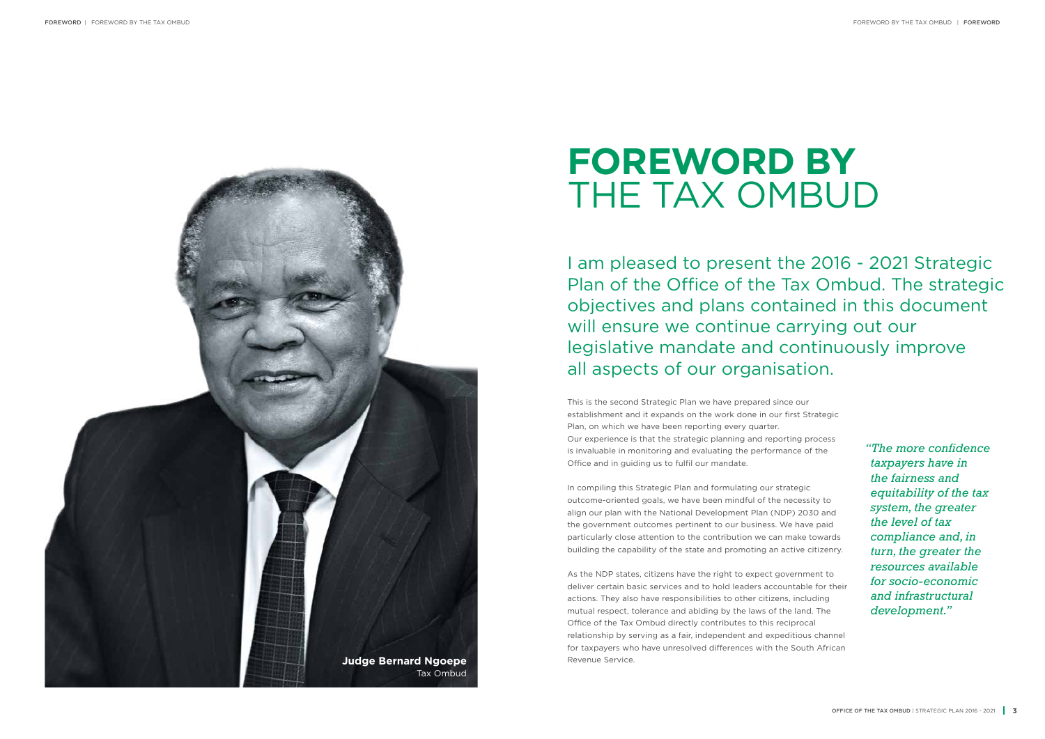# FOREWORD BY THE TAX OMBUD

**Judge Bernard Ngoepe**
Tax Ombud

I am pleased to present the 2016 - 2021 Strategic Plan of the Office of the Tax Ombud. The strategic objectives and plans contained in this document will ensure we continue carrying out our legislative mandate and continuously improve all aspects of our organisation.

This is the second Strategic Plan we have prepared since our establishment and it expands on the work done in our first Strategic Plan, on which we have been reporting every quarter.
Our experience is that the strategic planning and reporting process is invaluable in monitoring and evaluating the performance of the Office and in guiding us to fulfil our mandate.

In compiling this Strategic Plan and formulating our strategic outcome-oriented goals, we have been mindful of the necessity to align our plan with the National Development Plan (NDP) 2030 and the government outcomes pertinent to our business. We have paid particularly close attention to the contribution we can make towards building the capability of the state and promoting an active citizenry.

As the NDP states, citizens have the right to expect government to deliver certain basic services and to hold leaders accountable for their actions. They also have responsibilities to other citizens, including mutual respect, tolerance and abiding by the laws of the land. The Office of the Tax Ombud directly contributes to this reciprocal relationship by serving as a fair, independent and expeditious channel for taxpayers who have unresolved differences with the South African Revenue Service.

*"The more confidence taxpayers have in the fairness and equitability of the tax system, the greater the level of tax compliance and, in turn, the greater the resources available for socio-economic and infrastructural development."*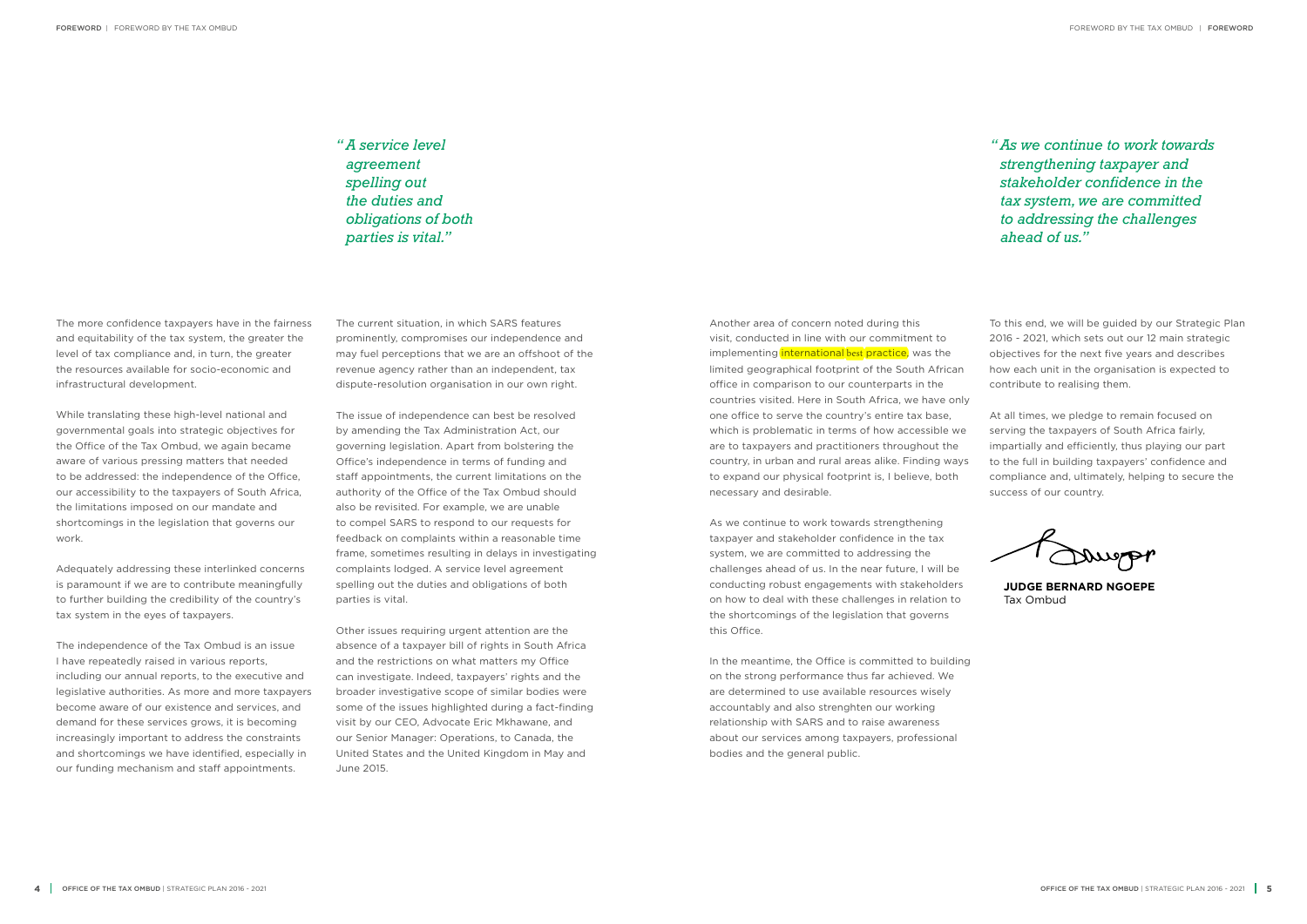> *"A service level agreement spelling out the duties and obligations of both parties is vital."*

The more confidence taxpayers have in the fairness and equitability of the tax system, the greater the level of tax compliance and, in turn, the greater the resources available for socio-economic and infrastructural development.

While translating these high-level national and governmental goals into strategic objectives for the Office of the Tax Ombud, we again became aware of various pressing matters that needed to be addressed: the independence of the Office, our accessibility to the taxpayers of South Africa, the limitations imposed on our mandate and shortcomings in the legislation that governs our work.

Adequately addressing these interlinked concerns is paramount if we are to contribute meaningfully to further building the credibility of the country's tax system in the eyes of taxpayers.

The independence of the Tax Ombud is an issue I have repeatedly raised in various reports, including our annual reports, to the executive and legislative authorities. As more and more taxpayers become aware of our existence and services, and demand for these services grows, it is becoming increasingly important to address the constraints and shortcomings we have identified, especially in our funding mechanism and staff appointments.

The current situation, in which SARS features prominently, compromises our independence and may fuel perceptions that we are an offshoot of the revenue agency rather than an independent, tax dispute-resolution organisation in our own right.

The issue of independence can best be resolved by amending the Tax Administration Act, our governing legislation. Apart from bolstering the Office's independence in terms of funding and staff appointments, the current limitations on the authority of the Office of the Tax Ombud should also be revisited. For example, we are unable to compel SARS to respond to our requests for feedback on complaints within a reasonable time frame, sometimes resulting in delays in investigating complaints lodged. A service level agreement spelling out the duties and obligations of both parties is vital.

Other issues requiring urgent attention are the absence of a taxpayer bill of rights in South Africa and the restrictions on what matters my Office can investigate. Indeed, taxpayers' rights and the broader investigative scope of similar bodies were some of the issues highlighted during a fact-finding visit by our CEO, Advocate Eric Mkhawane, and our Senior Manager: Operations, to Canada, the United States and the United Kingdom in May and June 2015.

> *"As we continue to work towards strengthening taxpayer and stakeholder confidence in the tax system, we are committed to addressing the challenges ahead of us."*

Another area of concern noted during this visit, conducted in line with our commitment to implementing international best practice, was the limited geographical footprint of the South African office in comparison to our counterparts in the countries visited. Here in South Africa, we have only one office to serve the country's entire tax base, which is problematic in terms of how accessible we are to taxpayers and practitioners throughout the country, in urban and rural areas alike. Finding ways to expand our physical footprint is, I believe, both necessary and desirable.

As we continue to work towards strengthening taxpayer and stakeholder confidence in the tax system, we are committed to addressing the challenges ahead of us. In the near future, I will be conducting robust engagements with stakeholders on how to deal with these challenges in relation to the shortcomings of the legislation that governs this Office.

In the meantime, the Office is committed to building on the strong performance thus far achieved. We are determined to use available resources wisely accountably and also strenghten our working relationship with SARS and to raise awareness about our services among taxpayers, professional bodies and the general public.

To this end, we will be guided by our Strategic Plan 2016 - 2021, which sets out our 12 main strategic objectives for the next five years and describes how each unit in the organisation is expected to contribute to realising them.

At all times, we pledge to remain focused on serving the taxpayers of South Africa fairly, impartially and efficiently, thus playing our part to the full in building taxpayers' confidence and compliance and, ultimately, helping to secure the success of our country.

**JUDGE BERNARD NGOEPE**
Tax Ombud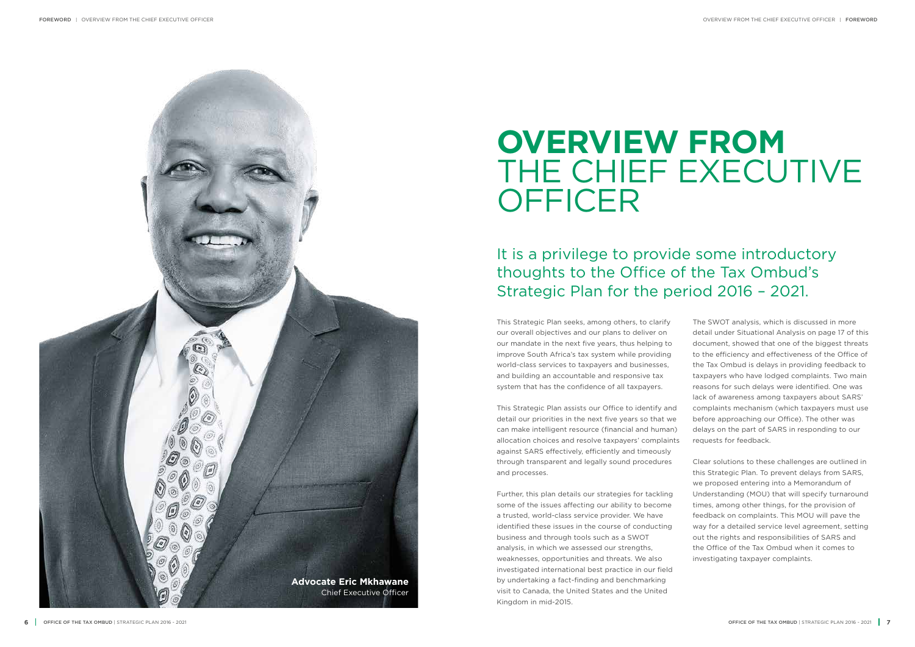Advocate Eric Mkhawane
Chief Executive Officer

# OVERVIEW FROM THE CHIEF EXECUTIVE OFFICER

## It is a privilege to provide some introductory thoughts to the Office of the Tax Ombud's Strategic Plan for the period 2016 – 2021.

This Strategic Plan seeks, among others, to clarify our overall objectives and our plans to deliver on our mandate in the next five years, thus helping to improve South Africa's tax system while providing world-class services to taxpayers and businesses, and building an accountable and responsive tax system that has the confidence of all taxpayers.

This Strategic Plan assists our Office to identify and detail our priorities in the next five years so that we can make intelligent resource (financial and human) allocation choices and resolve taxpayers' complaints against SARS effectively, efficiently and timeously through transparent and legally sound procedures and processes.

Further, this plan details our strategies for tackling some of the issues affecting our ability to become a trusted, world-class service provider. We have identified these issues in the course of conducting business and through tools such as a SWOT analysis, in which we assessed our strengths, weaknesses, opportunities and threats. We also investigated international best practice in our field by undertaking a fact-finding and benchmarking visit to Canada, the United States and the United Kingdom in mid-2015.

The SWOT analysis, which is discussed in more detail under Situational Analysis on page 17 of this document, showed that one of the biggest threats to the efficiency and effectiveness of the Office of the Tax Ombud is delays in providing feedback to taxpayers who have lodged complaints. Two main reasons for such delays were identified. One was lack of awareness among taxpayers about SARS' complaints mechanism (which taxpayers must use before approaching our Office). The other was delays on the part of SARS in responding to our requests for feedback.

Clear solutions to these challenges are outlined in this Strategic Plan. To prevent delays from SARS, we proposed entering into a Memorandum of Understanding (MOU) that will specify turnaround times, among other things, for the provision of feedback on complaints. This MOU will pave the way for a detailed service level agreement, setting out the rights and responsibilities of SARS and the Office of the Tax Ombud when it comes to investigating taxpayer complaints.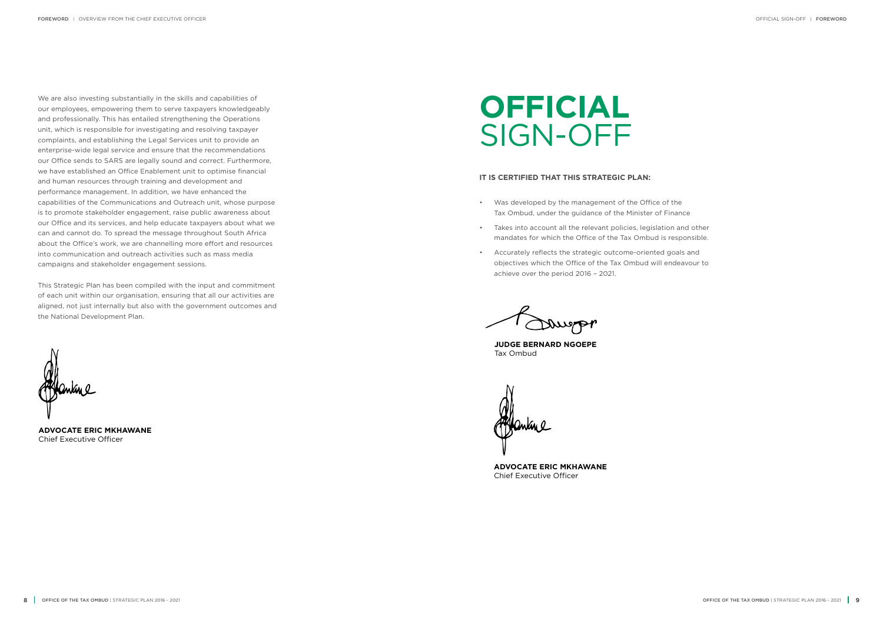We are also investing substantially in the skills and capabilities of our employees, empowering them to serve taxpayers knowledgeably and professionally. This has entailed strengthening the Operations unit, which is responsible for investigating and resolving taxpayer complaints, and establishing the Legal Services unit to provide an enterprise-wide legal service and ensure that the recommendations our Office sends to SARS are legally sound and correct. Furthermore, we have established an Office Enablement unit to optimise financial and human resources through training and development and performance management. In addition, we have enhanced the capabilities of the Communications and Outreach unit, whose purpose is to promote stakeholder engagement, raise public awareness about our Office and its services, and help educate taxpayers about what we can and cannot do. To spread the message throughout South Africa about the Office's work, we are channelling more effort and resources into communication and outreach activities such as mass media campaigns and stakeholder engagement sessions.

This Strategic Plan has been compiled with the input and commitment of each unit within our organisation, ensuring that all our activities are aligned, not just internally but also with the government outcomes and the National Development Plan.

**ADVOCATE ERIC MKHAWANE**
Chief Executive Officer

# OFFICIAL SIGN-OFF

**IT IS CERTIFIED THAT THIS STRATEGIC PLAN:**

- Was developed by the management of the Office of the Tax Ombud, under the guidance of the Minister of Finance
- Takes into account all the relevant policies, legislation and other mandates for which the Office of the Tax Ombud is responsible.
- Accurately reflects the strategic outcome-oriented goals and objectives which the Office of the Tax Ombud will endeavour to achieve over the period 2016 – 2021.

**JUDGE BERNARD NGOEPE**
Tax Ombud

**ADVOCATE ERIC MKHAWANE**
Chief Executive Officer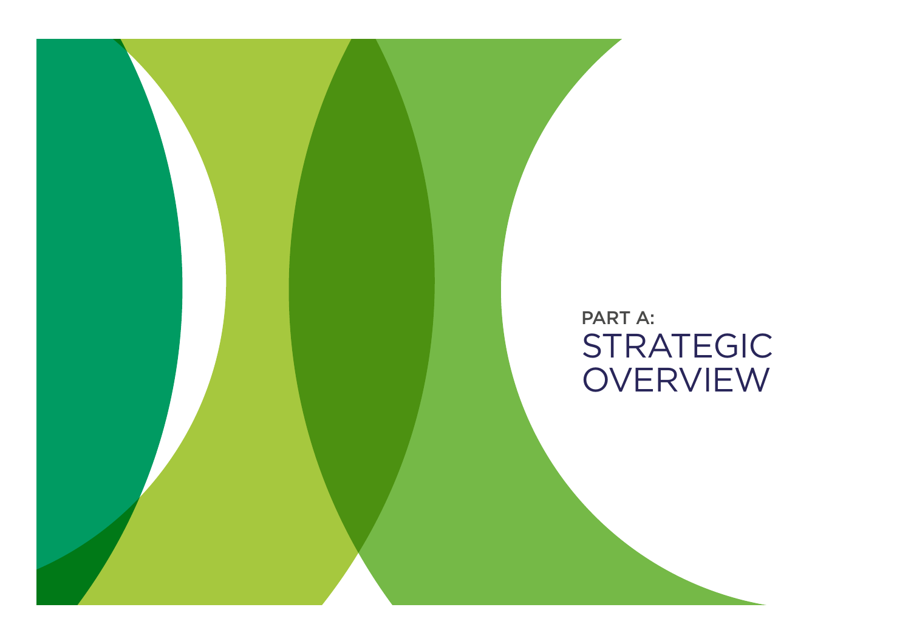PART A:

# STRATEGIC OVERVIEW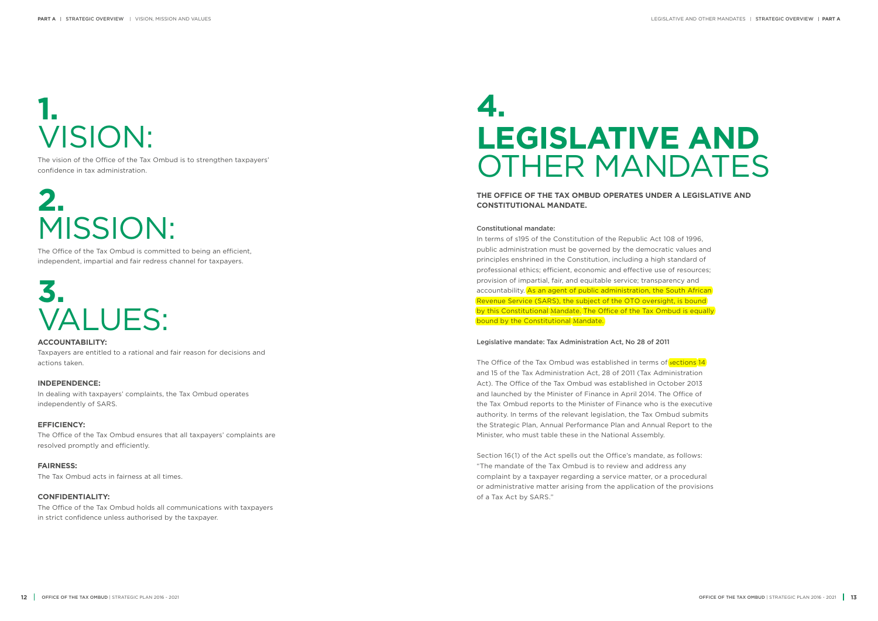# 1. VISION:

The vision of the Office of the Tax Ombud is to strengthen taxpayers' confidence in tax administration.

# 2. MISSION:

The Office of the Tax Ombud is committed to being an efficient, independent, impartial and fair redress channel for taxpayers.

# 3. VALUES:

**ACCOUNTABILITY:**

Taxpayers are entitled to a rational and fair reason for decisions and actions taken.

**INDEPENDENCE:**

In dealing with taxpayers' complaints, the Tax Ombud operates independently of SARS.

**EFFICIENCY:**

The Office of the Tax Ombud ensures that all taxpayers' complaints are resolved promptly and efficiently.

**FAIRNESS:**

The Tax Ombud acts in fairness at all times.

**CONFIDENTIALITY:**

The Office of the Tax Ombud holds all communications with taxpayers in strict confidence unless authorised by the taxpayer.

# 4. LEGISLATIVE AND OTHER MANDATES

**THE OFFICE OF THE TAX OMBUD OPERATES UNDER A LEGISLATIVE AND CONSTITUTIONAL MANDATE.**

Constitutional mandate:

In terms of s195 of the Constitution of the Republic Act 108 of 1996, public administration must be governed by the democratic values and principles enshrined in the Constitution, including a high standard of professional ethics; efficient, economic and effective use of resources; provision of impartial, fair, and equitable service; transparency and accountability. As an agent of public administration, the South African Revenue Service (SARS), the subject of the OTO oversight, is bound by this Constitutional Mandate. The Office of the Tax Ombud is equally bound by the Constitutional Mandate.

Legislative mandate: Tax Administration Act, No 28 of 2011

The Office of the Tax Ombud was established in terms of sections 14 and 15 of the Tax Administration Act, 28 of 2011 (Tax Administration Act). The Office of the Tax Ombud was established in October 2013 and launched by the Minister of Finance in April 2014. The Office of the Tax Ombud reports to the Minister of Finance who is the executive authority. In terms of the relevant legislation, the Tax Ombud submits the Strategic Plan, Annual Performance Plan and Annual Report to the Minister, who must table these in the National Assembly.

Section 16(1) of the Act spells out the Office's mandate, as follows: "The mandate of the Tax Ombud is to review and address any complaint by a taxpayer regarding a service matter, or a procedural or administrative matter arising from the application of the provisions of a Tax Act by SARS."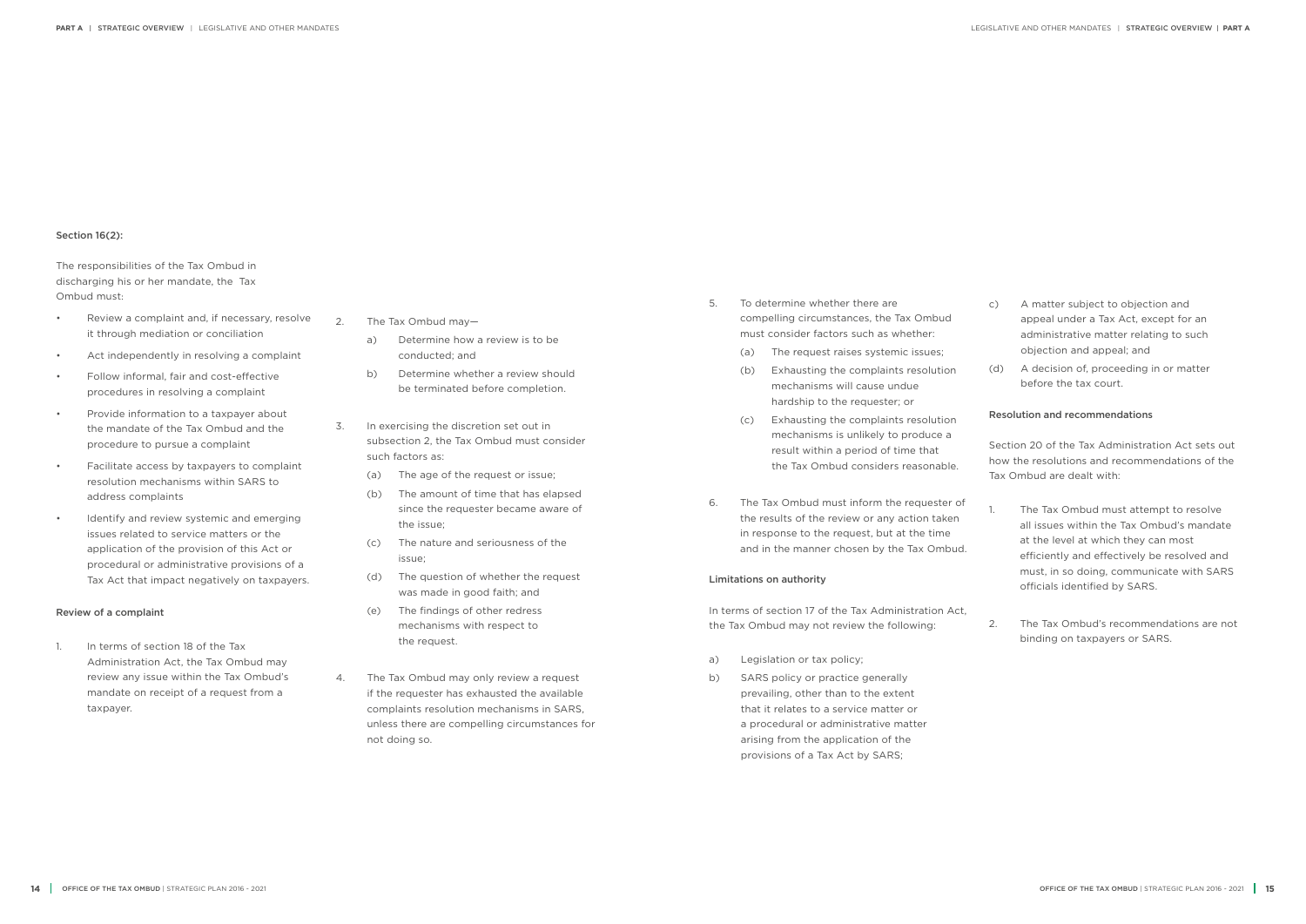Section 16(2):

The responsibilities of the Tax Ombud in discharging his or her mandate, the Tax Ombud must:

- Review a complaint and, if necessary, resolve it through mediation or conciliation
- Act independently in resolving a complaint
- Follow informal, fair and cost-effective procedures in resolving a complaint
- Provide information to a taxpayer about the mandate of the Tax Ombud and the procedure to pursue a complaint
- Facilitate access by taxpayers to complaint resolution mechanisms within SARS to address complaints
- Identify and review systemic and emerging issues related to service matters or the application of the provision of this Act or procedural or administrative provisions of a Tax Act that impact negatively on taxpayers.

### Review of a complaint

1. In terms of section 18 of the Tax Administration Act, the Tax Ombud may review any issue within the Tax Ombud's mandate on receipt of a request from a taxpayer.

2. The Tax Ombud may—
   a) Determine how a review is to be conducted; and
   b) Determine whether a review should be terminated before completion.

3. In exercising the discretion set out in subsection 2, the Tax Ombud must consider such factors as:
   (a) The age of the request or issue;
   (b) The amount of time that has elapsed since the requester became aware of the issue;
   (c) The nature and seriousness of the issue;
   (d) The question of whether the request was made in good faith; and
   (e) The findings of other redress mechanisms with respect to the request.

4. The Tax Ombud may only review a request if the requester has exhausted the available complaints resolution mechanisms in SARS, unless there are compelling circumstances for not doing so.

5. To determine whether there are compelling circumstances, the Tax Ombud must consider factors such as whether:
   (a) The request raises systemic issues;
   (b) Exhausting the complaints resolution mechanisms will cause undue hardship to the requester; or
   (c) Exhausting the complaints resolution mechanisms is unlikely to produce a result within a period of time that the Tax Ombud considers reasonable.

6. The Tax Ombud must inform the requester of the results of the review or any action taken in response to the request, but at the time and in the manner chosen by the Tax Ombud.

### Limitations on authority

In terms of section 17 of the Tax Administration Act, the Tax Ombud may not review the following:

a) Legislation or tax policy;
b) SARS policy or practice generally prevailing, other than to the extent that it relates to a service matter or a procedural or administrative matter arising from the application of the provisions of a Tax Act by SARS;
c) A matter subject to objection and appeal under a Tax Act, except for an administrative matter relating to such objection and appeal; and
(d) A decision of, proceeding in or matter before the tax court.

### Resolution and recommendations

Section 20 of the Tax Administration Act sets out how the resolutions and recommendations of the Tax Ombud are dealt with:

1. The Tax Ombud must attempt to resolve all issues within the Tax Ombud's mandate at the level at which they can most efficiently and effectively be resolved and must, in so doing, communicate with SARS officials identified by SARS.

2. The Tax Ombud's recommendations are not binding on taxpayers or SARS.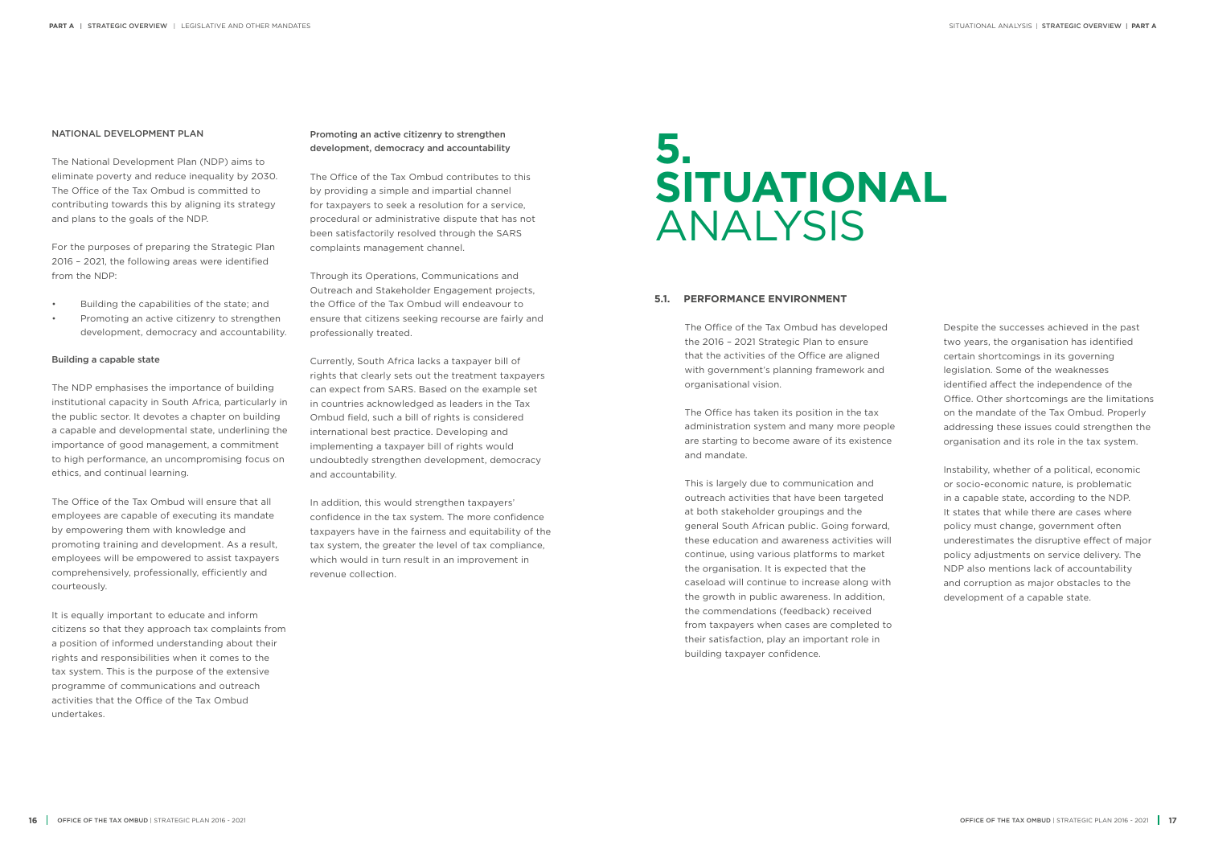#### NATIONAL DEVELOPMENT PLAN

The National Development Plan (NDP) aims to eliminate poverty and reduce inequality by 2030. The Office of the Tax Ombud is committed to contributing towards this by aligning its strategy and plans to the goals of the NDP.

For the purposes of preparing the Strategic Plan 2016 – 2021, the following areas were identified from the NDP:

- Building the capabilities of the state; and
- Promoting an active citizenry to strengthen development, democracy and accountability.

#### Building a capable state

The NDP emphasises the importance of building institutional capacity in South Africa, particularly in the public sector. It devotes a chapter on building a capable and developmental state, underlining the importance of good management, a commitment to high performance, an uncompromising focus on ethics, and continual learning.

The Office of the Tax Ombud will ensure that all employees are capable of executing its mandate by empowering them with knowledge and promoting training and development. As a result, employees will be empowered to assist taxpayers comprehensively, professionally, efficiently and courteously.

It is equally important to educate and inform citizens so that they approach tax complaints from a position of informed understanding about their rights and responsibilities when it comes to the tax system. This is the purpose of the extensive programme of communications and outreach activities that the Office of the Tax Ombud undertakes.

#### Promoting an active citizenry to strengthen development, democracy and accountability

The Office of the Tax Ombud contributes to this by providing a simple and impartial channel for taxpayers to seek a resolution for a service, procedural or administrative dispute that has not been satisfactorily resolved through the SARS complaints management channel.

Through its Operations, Communications and Outreach and Stakeholder Engagement projects, the Office of the Tax Ombud will endeavour to ensure that citizens seeking recourse are fairly and professionally treated.

Currently, South Africa lacks a taxpayer bill of rights that clearly sets out the treatment taxpayers can expect from SARS. Based on the example set in countries acknowledged as leaders in the Tax Ombud field, such a bill of rights is considered international best practice. Developing and implementing a taxpayer bill of rights would undoubtedly strengthen development, democracy and accountability.

In addition, this would strengthen taxpayers' confidence in the tax system. The more confidence taxpayers have in the fairness and equitability of the tax system, the greater the level of tax compliance, which would in turn result in an improvement in revenue collection.

# 5. SITUATIONAL ANALYSIS

## 5.1. PERFORMANCE ENVIRONMENT

The Office of the Tax Ombud has developed the 2016 – 2021 Strategic Plan to ensure that the activities of the Office are aligned with government's planning framework and organisational vision.

The Office has taken its position in the tax administration system and many more people are starting to become aware of its existence and mandate.

This is largely due to communication and outreach activities that have been targeted at both stakeholder groupings and the general South African public. Going forward, these education and awareness activities will continue, using various platforms to market the organisation. It is expected that the caseload will continue to increase along with the growth in public awareness. In addition, the commendations (feedback) received from taxpayers when cases are completed to their satisfaction, play an important role in building taxpayer confidence.

Despite the successes achieved in the past two years, the organisation has identified certain shortcomings in its governing legislation. Some of the weaknesses identified affect the independence of the Office. Other shortcomings are the limitations on the mandate of the Tax Ombud. Properly addressing these issues could strengthen the organisation and its role in the tax system.

Instability, whether of a political, economic or socio-economic nature, is problematic in a capable state, according to the NDP. It states that while there are cases where policy must change, government often underestimates the disruptive effect of major policy adjustments on service delivery. The NDP also mentions lack of accountability and corruption as major obstacles to the development of a capable state.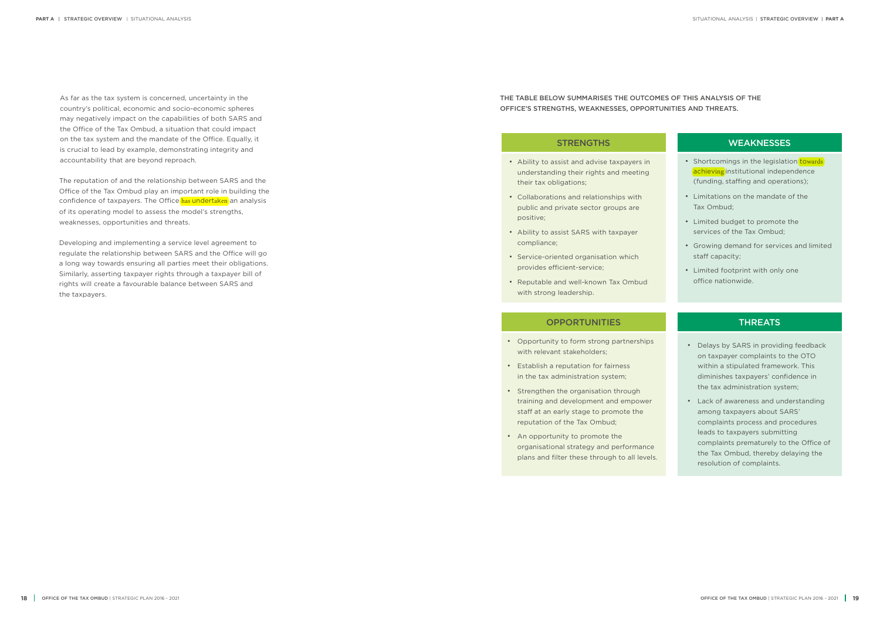As far as the tax system is concerned, uncertainty in the country's political, economic and socio-economic spheres may negatively impact on the capabilities of both SARS and the Office of the Tax Ombud, a situation that could impact on the tax system and the mandate of the Office. Equally, it is crucial to lead by example, demonstrating integrity and accountability that are beyond reproach.

The reputation of and the relationship between SARS and the Office of the Tax Ombud play an important role in building the confidence of taxpayers. The Office has undertaken an analysis of its operating model to assess the model's strengths, weaknesses, opportunities and threats.

Developing and implementing a service level agreement to regulate the relationship between SARS and the Office will go a long way towards ensuring all parties meet their obligations. Similarly, asserting taxpayer rights through a taxpayer bill of rights will create a favourable balance between SARS and the taxpayers.

THE TABLE BELOW SUMMARISES THE OUTCOMES OF THIS ANALYSIS OF THE OFFICE'S STRENGTHS, WEAKNESSES, OPPORTUNITIES AND THREATS.

| STRENGTHS | WEAKNESSES |
|---|---|
| • Ability to assist and advise taxpayers in understanding their rights and meeting their tax obligations;<br>• Collaborations and relationships with public and private sector groups are positive;<br>• Ability to assist SARS with taxpayer compliance;<br>• Service-oriented organisation which provides efficient-service;<br>• Reputable and well-known Tax Ombud with strong leadership. | • Shortcomings in the legislation towards achieving institutional independence (funding, staffing and operations);<br>• Limitations on the mandate of the Tax Ombud;<br>• Limited budget to promote the services of the Tax Ombud;<br>• Growing demand for services and limited staff capacity;<br>• Limited footprint with only one office nationwide. |
| **OPPORTUNITIES** | **THREATS** |
| • Opportunity to form strong partnerships with relevant stakeholders;<br>• Establish a reputation for fairness in the tax administration system;<br>• Strengthen the organisation through training and development and empower staff at an early stage to promote the reputation of the Tax Ombud;<br>• An opportunity to promote the organisational strategy and performance plans and filter these through to all levels. | • Delays by SARS in providing feedback on taxpayer complaints to the OTO within a stipulated framework. This diminishes taxpayers' confidence in the tax administration system;<br>• Lack of awareness and understanding among taxpayers about SARS' complaints process and procedures leads to taxpayers submitting complaints prematurely to the Office of the Tax Ombud, thereby delaying the resolution of complaints. |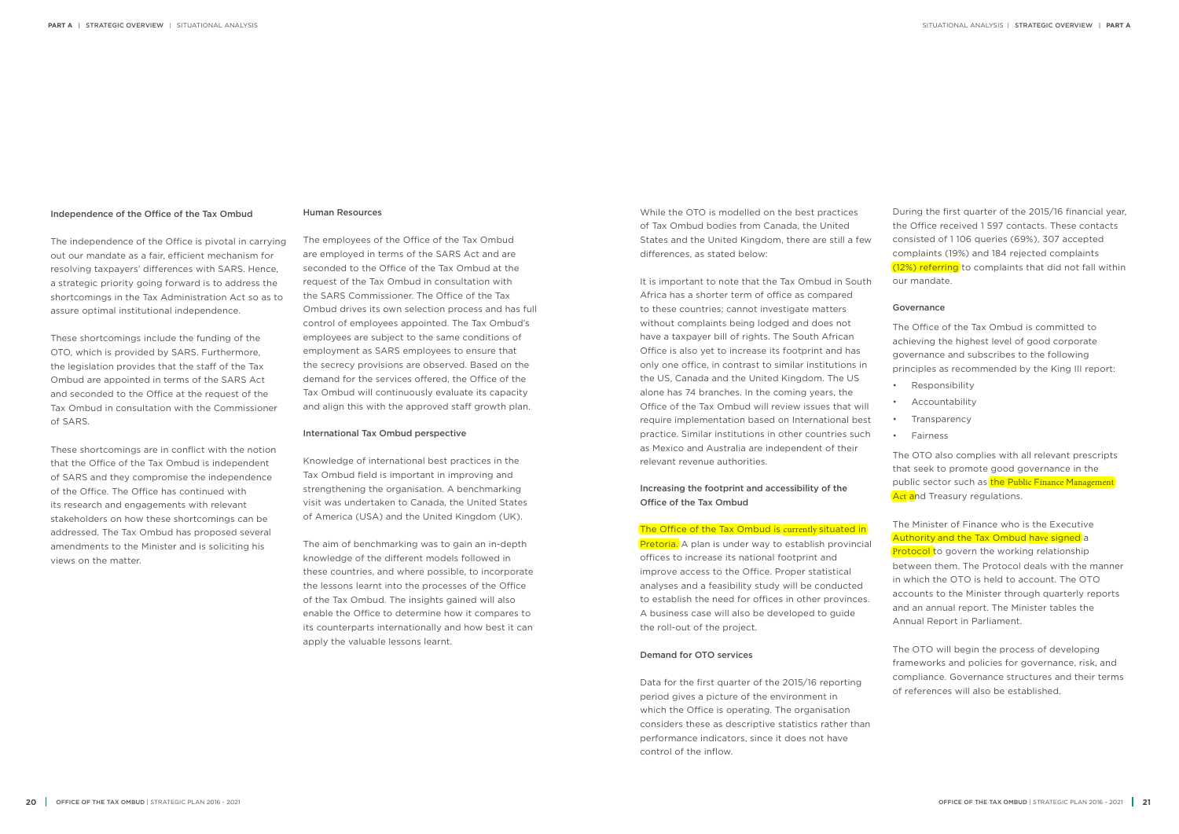## Independence of the Office of the Tax Ombud

The independence of the Office is pivotal in carrying out our mandate as a fair, efficient mechanism for resolving taxpayers' differences with SARS. Hence, a strategic priority going forward is to address the shortcomings in the Tax Administration Act so as to assure optimal institutional independence.

These shortcomings include the funding of the OTO, which is provided by SARS. Furthermore, the legislation provides that the staff of the Tax Ombud are appointed in terms of the SARS Act and seconded to the Office at the request of the Tax Ombud in consultation with the Commissioner of SARS.

These shortcomings are in conflict with the notion that the Office of the Tax Ombud is independent of SARS and they compromise the independence of the Office. The Office has continued with its research and engagements with relevant stakeholders on how these shortcomings can be addressed. The Tax Ombud has proposed several amendments to the Minister and is soliciting his views on the matter.

## Human Resources

The employees of the Office of the Tax Ombud are employed in terms of the SARS Act and are seconded to the Office of the Tax Ombud at the request of the Tax Ombud in consultation with the SARS Commissioner. The Office of the Tax Ombud drives its own selection process and has full control of employees appointed. The Tax Ombud's employees are subject to the same conditions of employment as SARS employees to ensure that the secrecy provisions are observed. Based on the demand for the services offered, the Office of the Tax Ombud will continuously evaluate its capacity and align this with the approved staff growth plan.

## International Tax Ombud perspective

Knowledge of international best practices in the Tax Ombud field is important in improving and strengthening the organisation. A benchmarking visit was undertaken to Canada, the United States of America (USA) and the United Kingdom (UK).

The aim of benchmarking was to gain an in-depth knowledge of the different models followed in these countries, and where possible, to incorporate the lessons learnt into the processes of the Office of the Tax Ombud. The insights gained will also enable the Office to determine how it compares to its counterparts internationally and how best it can apply the valuable lessons learnt.

While the OTO is modelled on the best practices of Tax Ombud bodies from Canada, the United States and the United Kingdom, there are still a few differences, as stated below:

It is important to note that the Tax Ombud in South Africa has a shorter term of office as compared to these countries; cannot investigate matters without complaints being lodged and does not have a taxpayer bill of rights. The South African Office is also yet to increase its footprint and has only one office, in contrast to similar institutions in the US, Canada and the United Kingdom. The US alone has 74 branches. In the coming years, the Office of the Tax Ombud will review issues that will require implementation based on International best practice. Similar institutions in other countries such as Mexico and Australia are independent of their relevant revenue authorities.

## Increasing the footprint and accessibility of the Office of the Tax Ombud

The Office of the Tax Ombud is currently situated in Pretoria. A plan is under way to establish provincial offices to increase its national footprint and improve access to the Office. Proper statistical analyses and a feasibility study will be conducted to establish the need for offices in other provinces. A business case will also be developed to guide the roll-out of the project.

## Demand for OTO services

Data for the first quarter of the 2015/16 reporting period gives a picture of the environment in which the Office is operating. The organisation considers these as descriptive statistics rather than performance indicators, since it does not have control of the inflow.

During the first quarter of the 2015/16 financial year, the Office received 1 597 contacts. These contacts consisted of 1 106 queries (69%), 307 accepted complaints (19%) and 184 rejected complaints (12%) referring to complaints that did not fall within our mandate.

## Governance

The Office of the Tax Ombud is committed to achieving the highest level of good corporate governance and subscribes to the following principles as recommended by the King III report:

- Responsibility
- Accountability
- Transparency
- Fairness

The OTO also complies with all relevant prescripts that seek to promote good governance in the public sector such as the Public Finance Management Act and Treasury regulations.

The Minister of Finance who is the Executive Authority and the Tax Ombud have signed a Protocol to govern the working relationship between them. The Protocol deals with the manner in which the OTO is held to account. The OTO accounts to the Minister through quarterly reports and an annual report. The Minister tables the Annual Report in Parliament.

The OTO will begin the process of developing frameworks and policies for governance, risk, and compliance. Governance structures and their terms of references will also be established.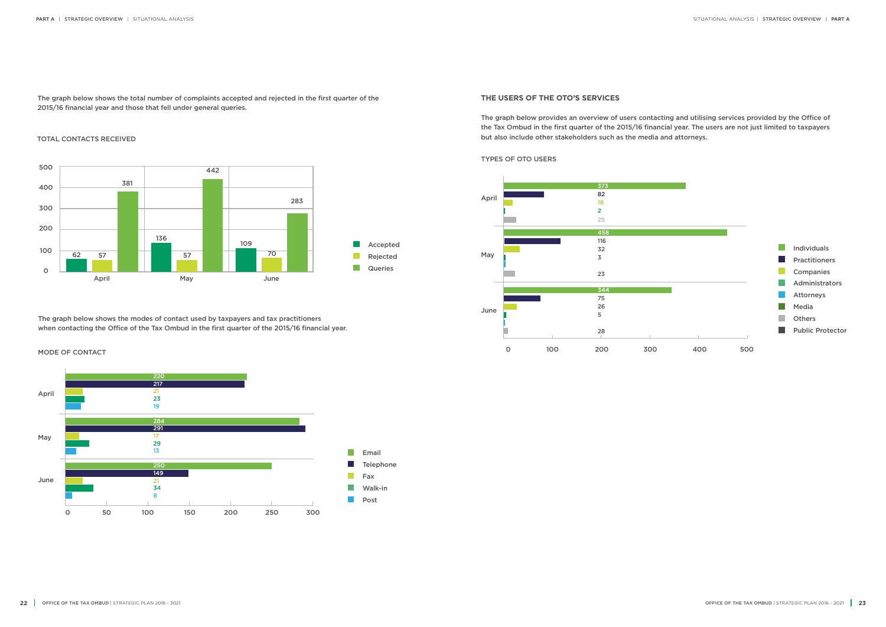The graph below shows the total number of complaints accepted and rejected in the first quarter of the 2015/16 financial year and those that fell under general queries.

TOTAL CONTACTS RECEIVED

| Month | Accepted | Rejected | Queries |
|---|---|---|---|
| April | 62 | 57 | 381 |
| May | 136 | 57 | 442 |
| June | 109 | 70 | 283 |

The graph below shows the modes of contact used by taxpayers and tax practitioners when contacting the Office of the Tax Ombud in the first quarter of the 2015/16 financial year.

MODE OF CONTACT

| Month | Email | Telephone | Fax | Walk-in | Post |
|---|---|---|---|---|---|
| April | 220 | 217 | 21 | 23 | 19 |
| May | 284 | 291 | 17 | 29 | 13 |
| June | 250 | 149 | 21 | 34 | 8 |

## THE USERS OF THE OTO'S SERVICES

The graph below provides an overview of users contacting and utilising services provided by the Office of the Tax Ombud in the first quarter of the 2015/16 financial year. The users are not just limited to taxpayers but also include other stakeholders such as the media and attorneys.

TYPES OF OTO USERS

| Month | Individuals | Practitioners | Companies | Administrators | Attorneys | Media | Others | Public Protector |
|---|---|---|---|---|---|---|---|---|
| April | 373 | 82 | 18 | 2 | | | 25 | |
| May | 458 | 116 | 32 | 3 | | | 23 | |
| June | 344 | 75 | 26 | 5 | | | 28 | |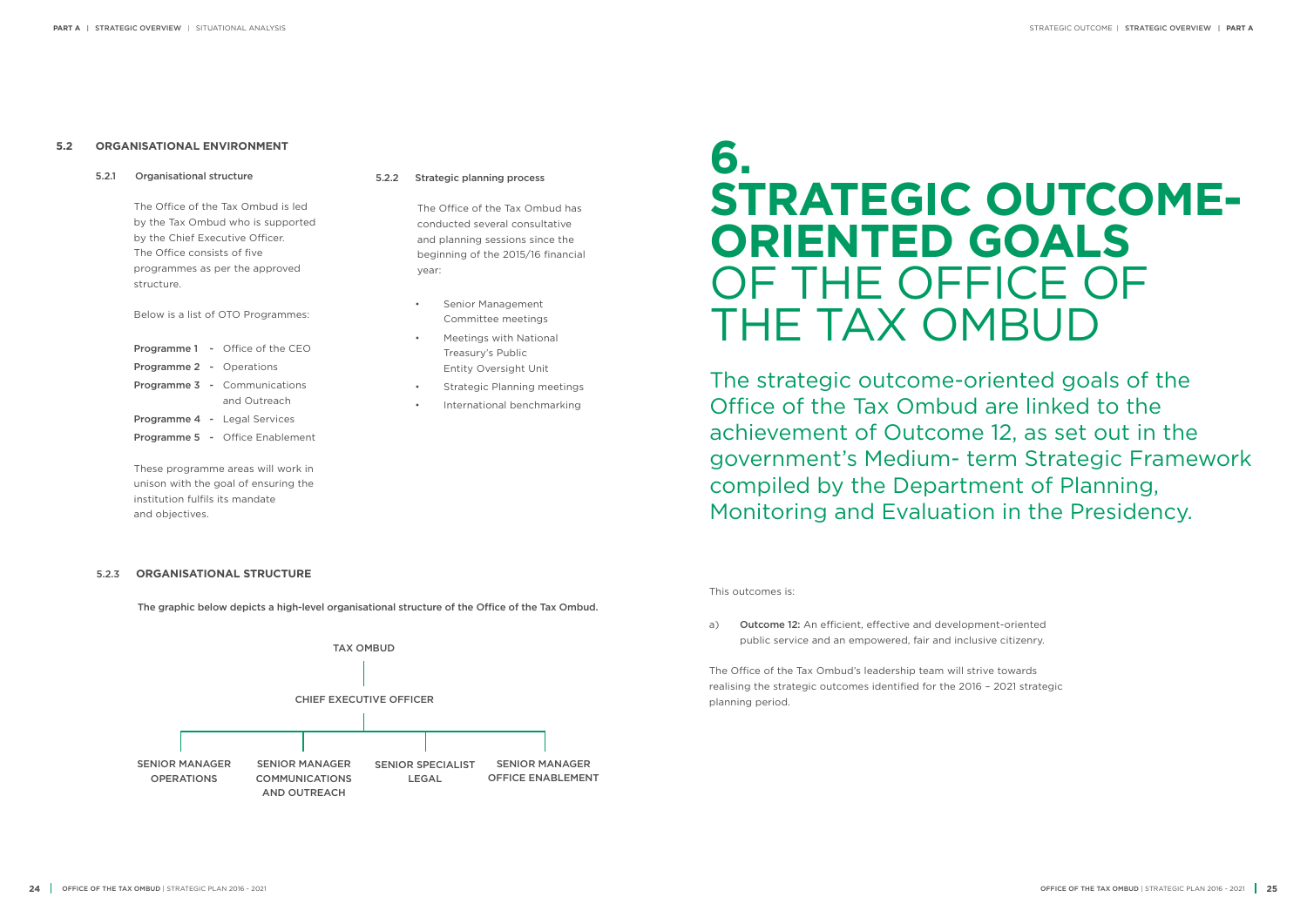### 5.2 ORGANISATIONAL ENVIRONMENT

#### 5.2.1 Organisational structure

The Office of the Tax Ombud is led by the Tax Ombud who is supported by the Chief Executive Officer. The Office consists of five programmes as per the approved structure.

Below is a list of OTO Programmes:

**Programme 1** - Office of the CEO
**Programme 2** - Operations
**Programme 3** - Communications and Outreach
**Programme 4** - Legal Services
**Programme 5** - Office Enablement

These programme areas will work in unison with the goal of ensuring the institution fulfils its mandate and objectives.

#### 5.2.2 Strategic planning process

The Office of the Tax Ombud has conducted several consultative and planning sessions since the beginning of the 2015/16 financial year:

- Senior Management Committee meetings
- Meetings with National Treasury's Public Entity Oversight Unit
- Strategic Planning meetings
- International benchmarking

#### 5.2.3 ORGANISATIONAL STRUCTURE

**The graphic below depicts a high-level organisational structure of the Office of the Tax Ombud.**

TAX OMBUD

CHIEF EXECUTIVE OFFICER

SENIOR MANAGER OPERATIONS | SENIOR MANAGER COMMUNICATIONS AND OUTREACH | SENIOR SPECIALIST LEGAL | SENIOR MANAGER OFFICE ENABLEMENT

# 6. STRATEGIC OUTCOME-ORIENTED GOALS OF THE OFFICE OF THE TAX OMBUD

The strategic outcome-oriented goals of the Office of the Tax Ombud are linked to the achievement of Outcome 12, as set out in the government's Medium- term Strategic Framework compiled by the Department of Planning, Monitoring and Evaluation in the Presidency.

This outcomes is:

a) **Outcome 12:** An efficient, effective and development-oriented public service and an empowered, fair and inclusive citizenry.

The Office of the Tax Ombud's leadership team will strive towards realising the strategic outcomes identified for the 2016 – 2021 strategic planning period.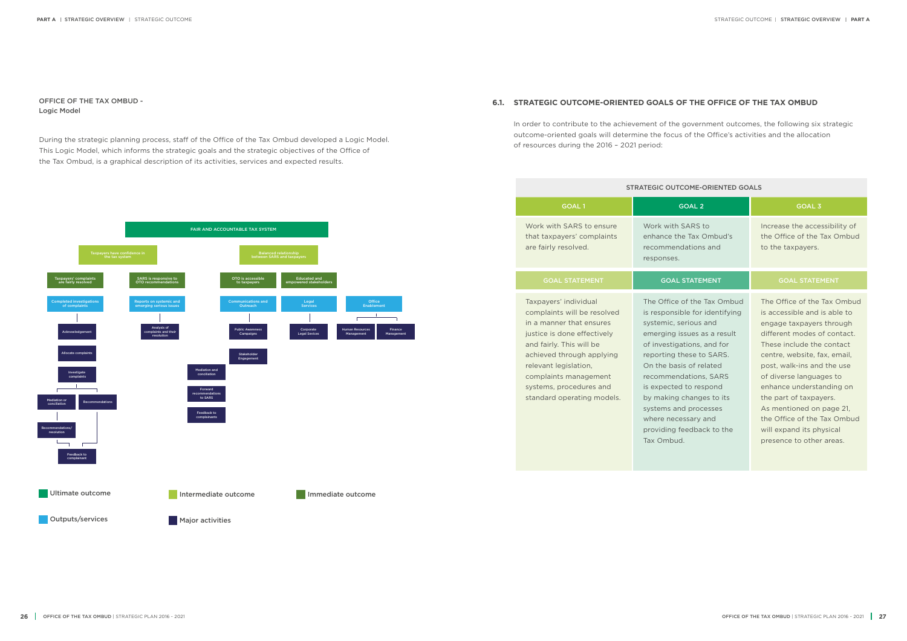OFFICE OF THE TAX OMBUD - Logic Model

During the strategic planning process, staff of the Office of the Tax Ombud developed a Logic Model. This Logic Model, which informs the strategic goals and the strategic objectives of the Office of the Tax Ombud, is a graphical description of its activities, services and expected results.

FAIR AND ACCOUNTABLE TAX SYSTEM

Taxpayers have confidence in the tax system

Balanced relationship between SARS and taxpayers

Taxpayers' complaints are fairly resolved

SARS is responsive to OTO recommendations

OTO is accessible to taxpayers

Educated and empowered stakeholders

Completed investigations of complaints

Reports on systemic and emerging serious issues

Communications and Outreach

Legal Services

Office Enablement

Acknowledgement

Analysis of complaints and their resolution

Public Awareness Campaigns

Corporate Legal Sevices

Human Resources Management

Finance Management

Allocate complaints

Stakeholder Engagement

Investigate complaints

Mediation and conciliation

Mediation or conciliation

Recommendations

Forward recommendations to SARS

Recommendations/ resolution

Feedback to complainants

Feedback to complainant

Ultimate outcome | Intermediate outcome | Immediate outcome | Outputs/services | Major activities

## 6.1. STRATEGIC OUTCOME-ORIENTED GOALS OF THE OFFICE OF THE TAX OMBUD

In order to contribute to the achievement of the government outcomes, the following six strategic outcome-oriented goals will determine the focus of the Office's activities and the allocation of resources during the 2016 – 2021 period:

| STRATEGIC OUTCOME-ORIENTED GOALS | | |
|---|---|---|
| GOAL 1 | GOAL 2 | GOAL 3 |
| Work with SARS to ensure that taxpayers' complaints are fairly resolved. | Work with SARS to enhance the Tax Ombud's recommendations and responses. | Increase the accessibility of the Office of the Tax Ombud to the taxpayers. |
| GOAL STATEMENT | GOAL STATEMENT | GOAL STATEMENT |
| Taxpayers' individual complaints will be resolved in a manner that ensures justice is done effectively and fairly. This will be achieved through applying relevant legislation, complaints management systems, procedures and standard operating models. | The Office of the Tax Ombud is responsible for identifying systemic, serious and emerging issues as a result of investigations, and for reporting these to SARS. On the basis of related recommendations, SARS is expected to respond by making changes to its systems and processes where necessary and providing feedback to the Tax Ombud. | The Office of the Tax Ombud is accessible and is able to engage taxpayers through different modes of contact. These include the contact centre, website, fax, email, post, walk-ins and the use of diverse languages to enhance understanding on the part of taxpayers. As mentioned on page 21, the Office of the Tax Ombud will expand its physical presence to other areas. |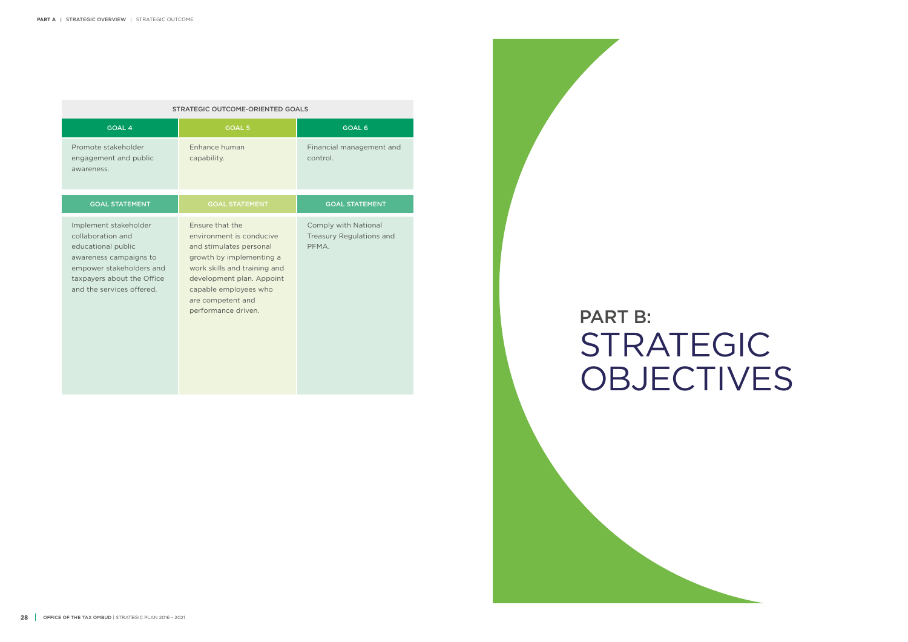| STRATEGIC OUTCOME-ORIENTED GOALS | | |
|---|---|---|
| **GOAL 4** | **GOAL 5** | **GOAL 6** |
| Promote stakeholder engagement and public awareness. | Enhance human capability. | Financial management and control. |
| **GOAL STATEMENT** | **GOAL STATEMENT** | **GOAL STATEMENT** |
| Implement stakeholder collaboration and educational public awareness campaigns to empower stakeholders and taxpayers about the Office and the services offered. | Ensure that the environment is conducive and stimulates personal growth by implementing a work skills and training and development plan. Appoint capable employees who are competent and performance driven. | Comply with National Treasury Regulations and PFMA. |

# PART B: STRATEGIC OBJECTIVES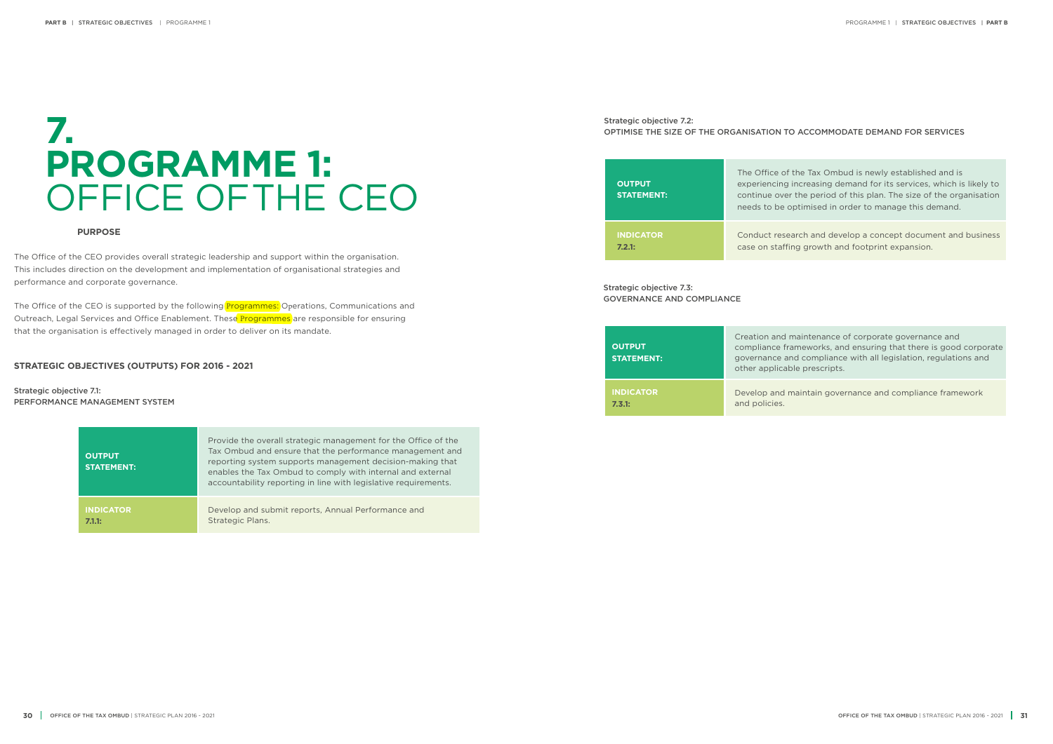# 7. PROGRAMME 1: OFFICE OF THE CEO

**PURPOSE**

The Office of the CEO provides overall strategic leadership and support within the organisation. This includes direction on the development and implementation of organisational strategies and performance and corporate governance.

The Office of the CEO is supported by the following Programmes: Operations, Communications and Outreach, Legal Services and Office Enablement. These Programmes are responsible for ensuring that the organisation is effectively managed in order to deliver on its mandate.

### STRATEGIC OBJECTIVES (OUTPUTS) FOR 2016 - 2021

Strategic objective 7.1:
PERFORMANCE MANAGEMENT SYSTEM

| | |
|---|---|
| **OUTPUT STATEMENT:** | Provide the overall strategic management for the Office of the Tax Ombud and ensure that the performance management and reporting system supports management decision-making that enables the Tax Ombud to comply with internal and external accountability reporting in line with legislative requirements. |
| **INDICATOR 7.1.1:** | Develop and submit reports, Annual Performance and Strategic Plans. |

Strategic objective 7.2:
OPTIMISE THE SIZE OF THE ORGANISATION TO ACCOMMODATE DEMAND FOR SERVICES

| | |
|---|---|
| **OUTPUT STATEMENT:** | The Office of the Tax Ombud is newly established and is experiencing increasing demand for its services, which is likely to continue over the period of this plan. The size of the organisation needs to be optimised in order to manage this demand. |
| **INDICATOR 7.2.1:** | Conduct research and develop a concept document and business case on staffing growth and footprint expansion. |

Strategic objective 7.3:
GOVERNANCE AND COMPLIANCE

| | |
|---|---|
| **OUTPUT STATEMENT:** | Creation and maintenance of corporate governance and compliance frameworks, and ensuring that there is good corporate governance and compliance with all legislation, regulations and other applicable prescripts. |
| **INDICATOR 7.3.1:** | Develop and maintain governance and compliance framework and policies. |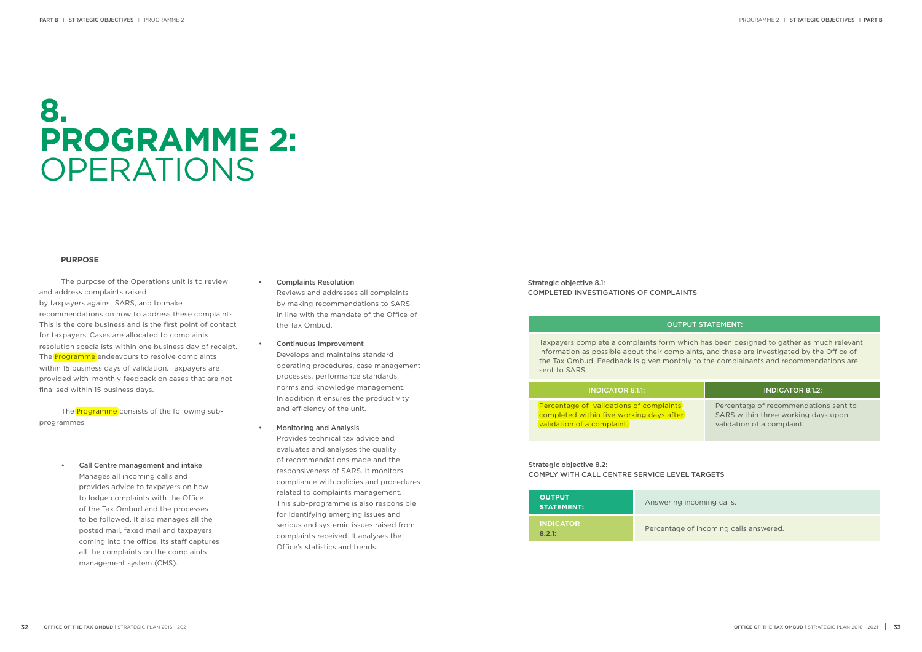# 8. PROGRAMME 2: OPERATIONS

**PURPOSE**

The purpose of the Operations unit is to review and address complaints raised by taxpayers against SARS, and to make recommendations on how to address these complaints. This is the core business and is the first point of contact for taxpayers. Cases are allocated to complaints resolution specialists within one business day of receipt. The Programme endeavours to resolve complaints within 15 business days of validation. Taxpayers are provided with monthly feedback on cases that are not finalised within 15 business days.

The Programme consists of the following sub-programmes:

- **Call Centre management and intake**
  Manages all incoming calls and provides advice to taxpayers on how to lodge complaints with the Office of the Tax Ombud and the processes to be followed. It also manages all the posted mail, faxed mail and taxpayers coming into the office. Its staff captures all the complaints on the complaints management system (CMS).

- **Complaints Resolution**
  Reviews and addresses all complaints by making recommendations to SARS in line with the mandate of the Office of the Tax Ombud.

- **Continuous Improvement**
  Develops and maintains standard operating procedures, case management processes, performance standards, norms and knowledge management. In addition it ensures the productivity and efficiency of the unit.

- **Monitoring and Analysis**
  Provides technical tax advice and evaluates and analyses the quality of recommendations made and the responsiveness of SARS. It monitors compliance with policies and procedures related to complaints management. This sub-programme is also responsible for identifying emerging issues and serious and systemic issues raised from complaints received. It analyses the Office's statistics and trends.

Strategic objective 8.1:
COMPLETED INVESTIGATIONS OF COMPLAINTS

| OUTPUT STATEMENT: | |
|---|---|
| Taxpayers complete a complaints form which has been designed to gather as much relevant information as possible about their complaints, and these are investigated by the Office of the Tax Ombud. Feedback is given monthly to the complainants and recommendations are sent to SARS. | |
| **INDICATOR 8.1.1:** | **INDICATOR 8.1.2:** |
| Percentage of validations of complaints completed within five working days after validation of a complaint. | Percentage of recommendations sent to SARS within three working days upon validation of a complaint. |

Strategic objective 8.2:
COMPLY WITH CALL CENTRE SERVICE LEVEL TARGETS

| | |
|---|---|
| **OUTPUT STATEMENT:** | Answering incoming calls. |
| **INDICATOR 8.2.1:** | Percentage of incoming calls answered. |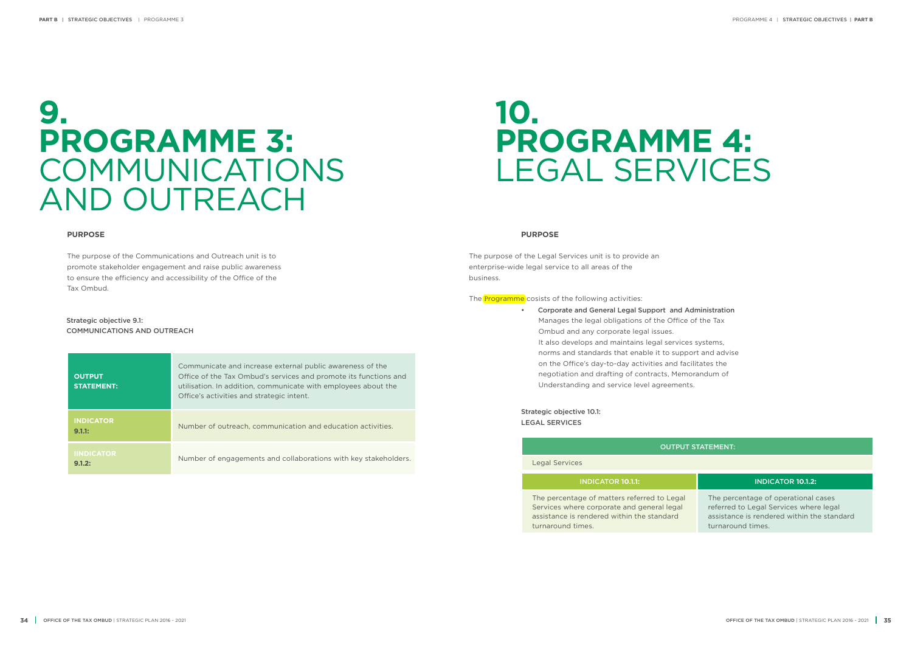# 9. PROGRAMME 3: COMMUNICATIONS AND OUTREACH

**PURPOSE**

The purpose of the Communications and Outreach unit is to promote stakeholder engagement and raise public awareness to ensure the efficiency and accessibility of the Office of the Tax Ombud.

Strategic objective 9.1:
COMMUNICATIONS AND OUTREACH

| | |
|---|---|
| **OUTPUT STATEMENT:** | Communicate and increase external public awareness of the Office of the Tax Ombud's services and promote its functions and utilisation. In addition, communicate with employees about the Office's activities and strategic intent. |
| **INDICATOR 9.1.1:** | Number of outreach, communication and education activities. |
| **IINDICATOR 9.1.2:** | Number of engagements and collaborations with key stakeholders. |

# 10. PROGRAMME 4: LEGAL SERVICES

**PURPOSE**

The purpose of the Legal Services unit is to provide an enterprise-wide legal service to all areas of the business.

The Programme cosists of the following activities:

- **Corporate and General Legal Support and Administration**
  Manages the legal obligations of the Office of the Tax Ombud and any corporate legal issues.
  It also develops and maintains legal services systems, norms and standards that enable it to support and advise on the Office's day-to-day activities and facilitates the negotiation and drafting of contracts, Memorandum of Understanding and service level agreements.

Strategic objective 10.1:
LEGAL SERVICES

| OUTPUT STATEMENT: | |
|---|---|
| Legal Services | |
| **INDICATOR 10.1.1:** | **INDICATOR 10.1.2:** |
| The percentage of matters referred to Legal Services where corporate and general legal assistance is rendered within the standard turnaround times. | The percentage of operational cases referred to Legal Services where legal assistance is rendered within the standard turnaround times. |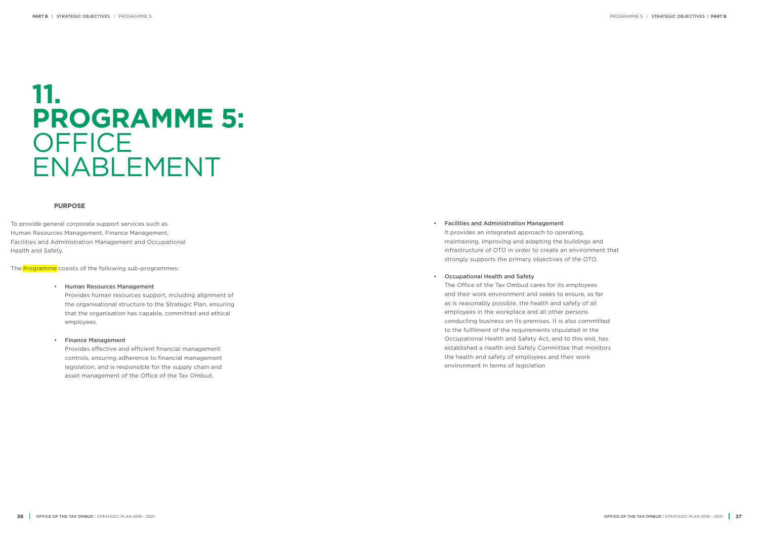# 11. PROGRAMME 5: OFFICE ENABLEMENT

**PURPOSE**

To provide general corporate support services such as Human Resources Management, Finance Management, Facilities and Administration Management and Occupational Health and Safety.

The Programme cosists of the following sub-programmes:

- **Human Resources Management**
  Provides human resources support, including alignment of the organisational structure to the Strategic Plan, ensuring that the organisation has capable, committed and ethical employees.

- **Finance Management**
  Provides effective and efficient financial management controls, ensuring adherence to financial management legislation, and is responsible for the supply chain and asset management of the Office of the Tax Ombud.

- **Facilities and Administration Management**
  It provides an integrated approach to operating, maintaining, improving and adapting the buildings and infrastructure of OTO in order to create an environment that strongly supports the primary objectives of the OTO.

- **Occupational Health and Safety**
  The Office of the Tax Ombud cares for its employees and their work environment and seeks to ensure, as far as is reasonably possible, the health and safety of all employees in the workplace and all other persons conducting business on its premises. It is also committed to the fulfilment of the requirements stipulated in the Occupational Health and Safety Act, and to this end, has established a Health and Safety Committee that monitors the health and safety of employees and their work environment in terms of legislation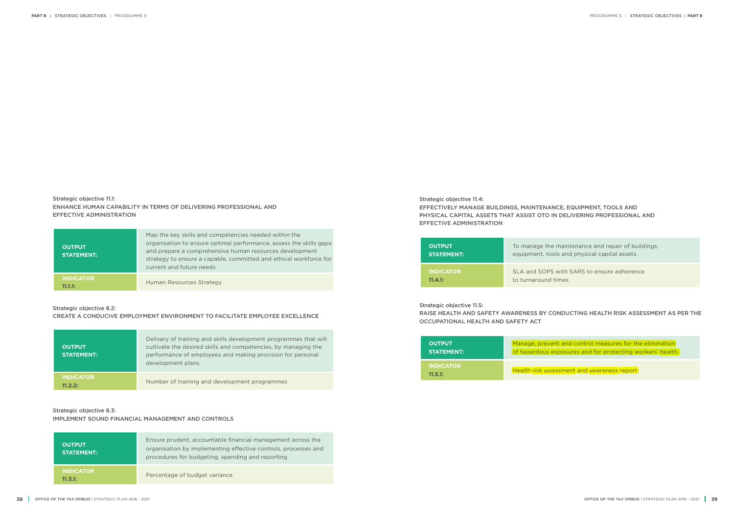Strategic objective 11.1:

ENHANCE HUMAN CAPABILITY IN TERMS OF DELIVERING PROFESSIONAL AND EFFECTIVE ADMINISTRATION

| | |
|---|---|
| **OUTPUT STATEMENT:** | Map the key skills and competencies needed within the organisation to ensure optimal performance, assess the skills gaps and prepare a comprehensive human resources development strategy to ensure a capable, committed and ethical workforce for current and future needs. |
| **INDICATOR 11.1.1:** | Human Resources Strategy |

Strategic objective 8.2:

CREATE A CONDUCIVE EMPLOYMENT ENVIRONMENT TO FACILITATE EMPLOYEE EXCELLENCE

| | |
|---|---|
| **OUTPUT STATEMENT:** | Delivery of training and skills development programmes that will cultivate the desired skills and competencies, by managing the performance of employees and making provision for personal development plans. |
| **INDICATOR 11.2.2:** | Number of training and development programmes |

Strategic objective 8.3:

IMPLEMENT SOUND FINANCIAL MANAGEMENT AND CONTROLS

| | |
|---|---|
| **OUTPUT STATEMENT:** | Ensure prudent, accountable financial management across the organisation by implementing effective controls, processes and procedures for budgeting, spending and reporting. |
| **INDICATOR 11.3.1:** | Percentage of budget variance |

Strategic objective 11.4:

EFFECTIVELY MANAGE BUILDINGS, MAINTENANCE, EQUIPMENT, TOOLS AND PHYSICAL CAPITAL ASSETS THAT ASSIST OTO IN DELIVERING PROFESSIONAL AND EFFECTIVE ADMINISTRATION

| | |
|---|---|
| **OUTPUT STATEMENT:** | To manage the maintenance and repair of buildings, equipment, tools and physical capital assets. |
| **INDICATOR 11.4.1:** | SLA and SOPS with SARS to ensure adherence to turnaround times |

Strategic objective 11.5:

RAISE HEALTH AND SAFETY AWARENESS BY CONDUCTING HEALTH RISK ASSESSMENT AS PER THE OCCUPATIONAL HEALTH AND SAFETY ACT

| | |
|---|---|
| **OUTPUT STATEMENT:** | Manage, prevent and control measures for the elimination of hazardous exposures and for protecting workers' health. |
| **INDICATOR 11.5.1:** | Health risk assessment and awareness report |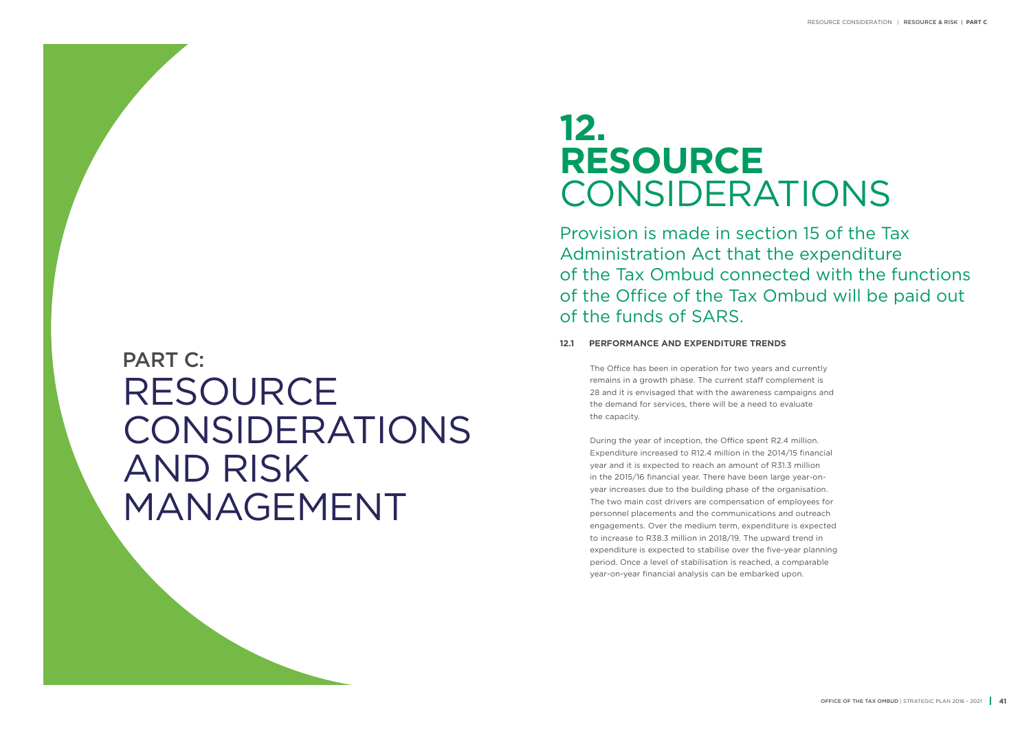# PART C: RESOURCE CONSIDERATIONS AND RISK MANAGEMENT

## 12. RESOURCE CONSIDERATIONS

Provision is made in section 15 of the Tax Administration Act that the expenditure of the Tax Ombud connected with the functions of the Office of the Tax Ombud will be paid out of the funds of SARS.

### 12.1 PERFORMANCE AND EXPENDITURE TRENDS

The Office has been in operation for two years and currently remains in a growth phase. The current staff complement is 28 and it is envisaged that with the awareness campaigns and the demand for services, there will be a need to evaluate the capacity.

During the year of inception, the Office spent R2.4 million. Expenditure increased to R12.4 million in the 2014/15 financial year and it is expected to reach an amount of R31.3 million in the 2015/16 financial year. There have been large year-on-year increases due to the building phase of the organisation. The two main cost drivers are compensation of employees for personnel placements and the communications and outreach engagements. Over the medium term, expenditure is expected to increase to R38.3 million in 2018/19. The upward trend in expenditure is expected to stabilise over the five-year planning period. Once a level of stabilisation is reached, a comparable year-on-year financial analysis can be embarked upon.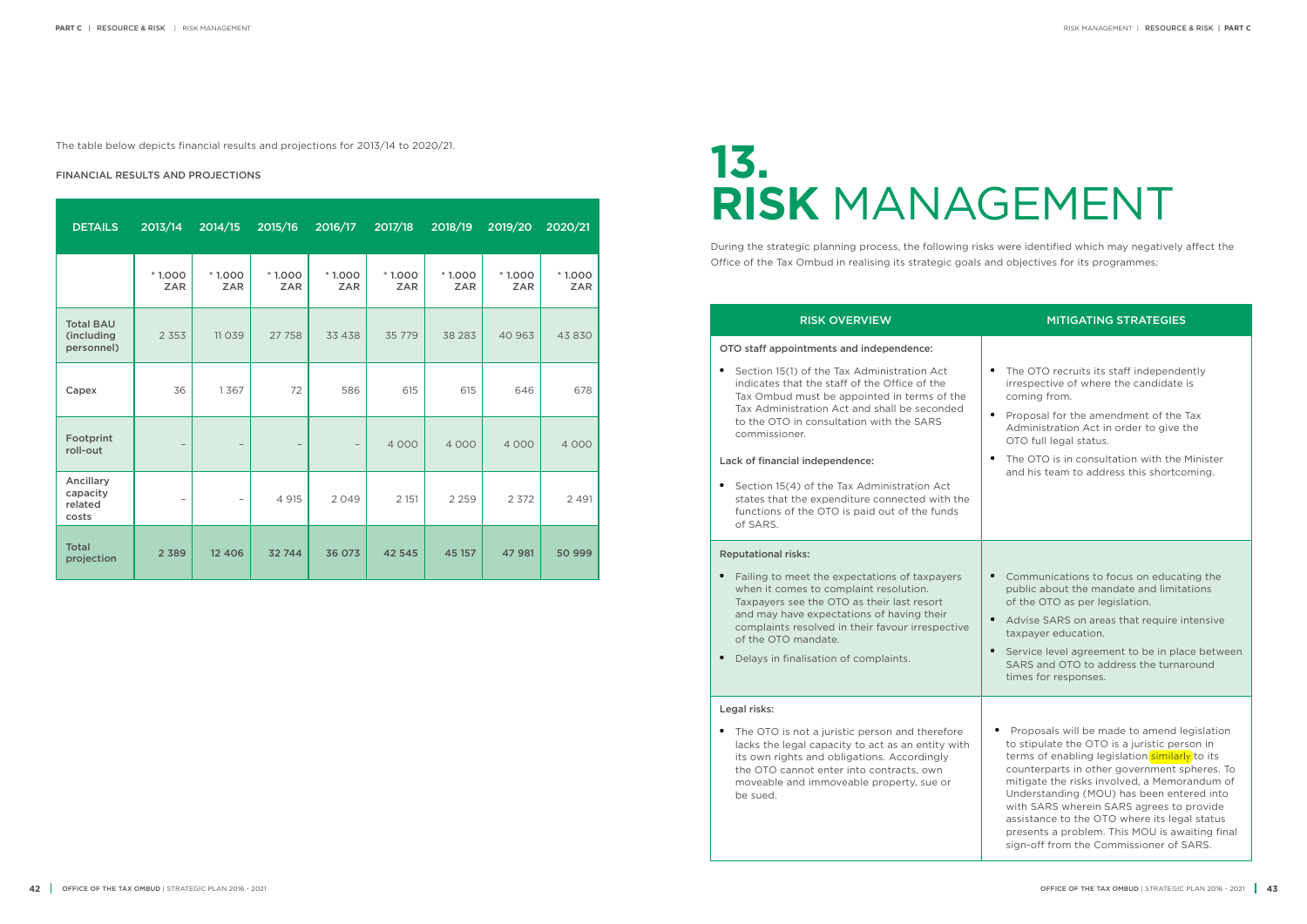The table below depicts financial results and projections for 2013/14 to 2020/21.

FINANCIAL RESULTS AND PROJECTIONS

| DETAILS | 2013/14 | 2014/15 | 2015/16 | 2016/17 | 2017/18 | 2018/19 | 2019/20 | 2020/21 |
|---|---|---|---|---|---|---|---|---|
| | * 1.000 ZAR | * 1.000 ZAR | * 1.000 ZAR | * 1.000 ZAR | * 1.000 ZAR | * 1.000 ZAR | * 1.000 ZAR | * 1.000 ZAR |
| Total BAU (including personnel) | 2 353 | 11 039 | 27 758 | 33 438 | 35 779 | 38 283 | 40 963 | 43 830 |
| Capex | 36 | 1 367 | 72 | 586 | 615 | 615 | 646 | 678 |
| Footprint roll-out | – | – | – | – | 4 000 | 4 000 | 4 000 | 4 000 |
| Ancillary capacity related costs | – | – | 4 915 | 2 049 | 2 151 | 2 259 | 2 372 | 2 491 |
| **Total projection** | **2 389** | **12 406** | **32 744** | **36 073** | **42 545** | **45 157** | **47 981** | **50 999** |

# 13. RISK MANAGEMENT

During the strategic planning process, the following risks were identified which may negatively affect the Office of the Tax Ombud in realising its strategic goals and objectives for its programmes:

| RISK OVERVIEW | MITIGATING STRATEGIES |
|---|---|
| **OTO staff appointments and independence:**<br>• Section 15(1) of the Tax Administration Act indicates that the staff of the Office of the Tax Ombud must be appointed in terms of the Tax Administration Act and shall be seconded to the OTO in consultation with the SARS commissioner.<br>**Lack of financial independence:**<br>• Section 15(4) of the Tax Administration Act states that the expenditure connected with the functions of the OTO is paid out of the funds of SARS. | • The OTO recruits its staff independently irrespective of where the candidate is coming from.<br>• Proposal for the amendment of the Tax Administration Act in order to give the OTO full legal status.<br>• The OTO is in consultation with the Minister and his team to address this shortcoming. |
| **Reputational risks:**<br>• Failing to meet the expectations of taxpayers when it comes to complaint resolution. Taxpayers see the OTO as their last resort and may have expectations of having their complaints resolved in their favour irrespective of the OTO mandate.<br>• Delays in finalisation of complaints. | • Communications to focus on educating the public about the mandate and limitations of the OTO as per legislation.<br>• Advise SARS on areas that require intensive taxpayer education.<br>• Service level agreement to be in place between SARS and OTO to address the turnaround times for responses. |
| **Legal risks:**<br>• The OTO is not a juristic person and therefore lacks the legal capacity to act as an entity with its own rights and obligations. Accordingly the OTO cannot enter into contracts, own moveable and immoveable property, sue or be sued. | • Proposals will be made to amend legislation to stipulate the OTO is a juristic person in terms of enabling legislation similarly to its counterparts in other government spheres. To mitigate the risks involved, a Memorandum of Understanding (MOU) has been entered into with SARS wherein SARS agrees to provide assistance to the OTO where its legal status presents a problem. This MOU is awaiting final sign-off from the Commissioner of SARS. |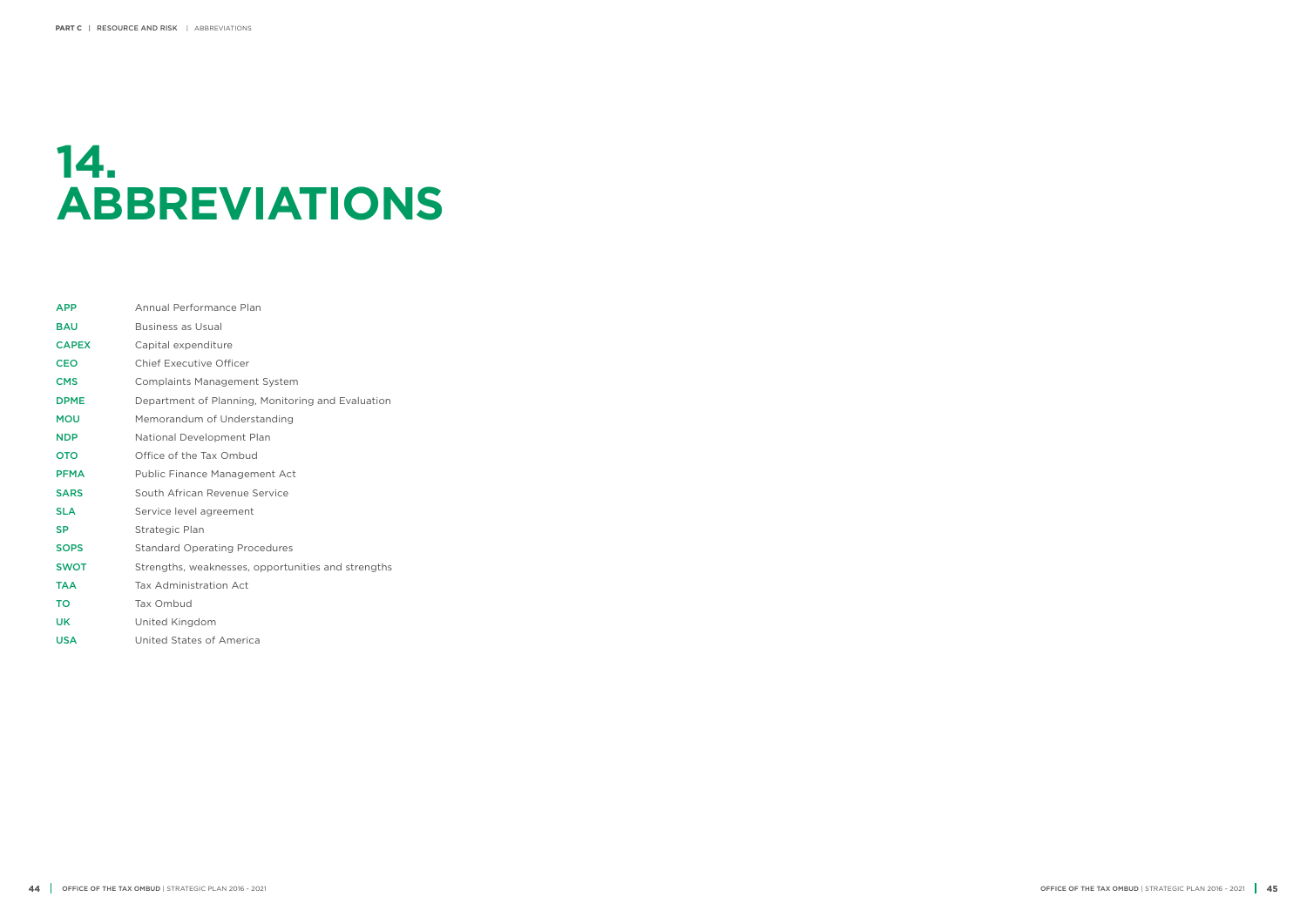# 14. ABBREVIATIONS

| | |
|---|---|
| **APP** | Annual Performance Plan |
| **BAU** | Business as Usual |
| **CAPEX** | Capital expenditure |
| **CEO** | Chief Executive Officer |
| **CMS** | Complaints Management System |
| **DPME** | Department of Planning, Monitoring and Evaluation |
| **MOU** | Memorandum of Understanding |
| **NDP** | National Development Plan |
| **OTO** | Office of the Tax Ombud |
| **PFMA** | Public Finance Management Act |
| **SARS** | South African Revenue Service |
| **SLA** | Service level agreement |
| **SP** | Strategic Plan |
| **SOPS** | Standard Operating Procedures |
| **SWOT** | Strengths, weaknesses, opportunities and strengths |
| **TAA** | Tax Administration Act |
| **TO** | Tax Ombud |
| **UK** | United Kingdom |
| **USA** | United States of America |